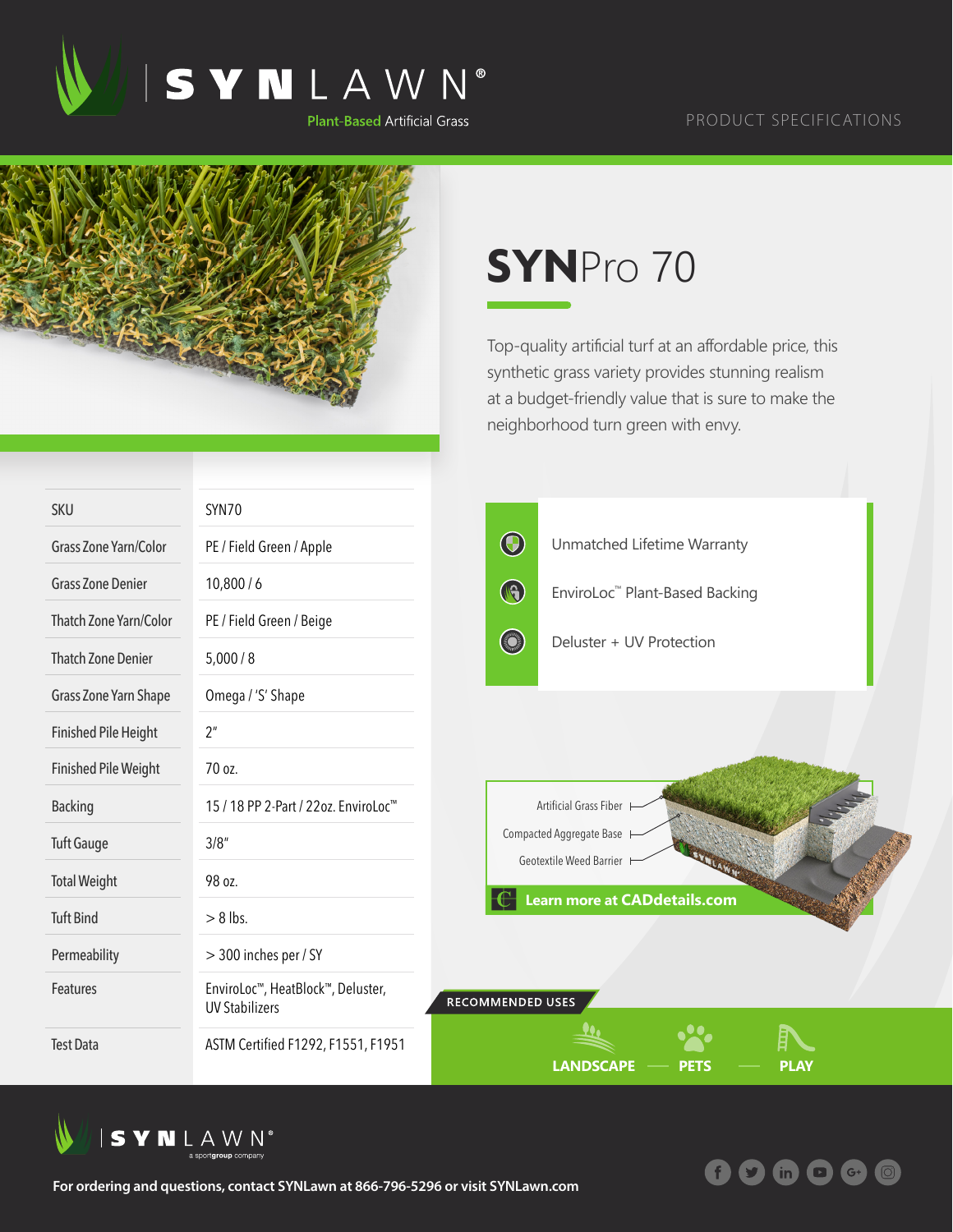# SYNLAWN®

Plant-Based Artificial Grass

PRODUCT SPECIFICATIONS

## SYNPro 70

Top-quality artificial turf at an affordable price, this synthetic grass variety provides stunning realism at a budget-friendly value that is sure to make the neighborhood turn green with envy.

| | |
|---|---|
| SKU | SYN70 |
| Grass Zone Yarn/Color | PE / Field Green / Apple |
| Grass Zone Denier | 10,800 / 6 |
| Thatch Zone Yarn/Color | PE / Field Green / Beige |
| Thatch Zone Denier | 5,000 / 8 |
| Grass Zone Yarn Shape | Omega / 'S' Shape |
| Finished Pile Height | 2" |
| Finished Pile Weight | 70 oz. |
| Backing | 15 / 18 PP 2-Part / 22oz. EnviroLoc™ |
| Tuft Gauge | 3/8" |
| Total Weight | 98 oz. |
| Tuft Bind | > 8 lbs. |
| Permeability | > 300 inches per / SY |
| Features | EnviroLoc™, HeatBlock™, Deluster, UV Stabilizers |
| Test Data | ASTM Certified F1292, F1551, F1951 |

- Unmatched Lifetime Warranty
- EnviroLoc™ Plant-Based Backing
- Deluster + UV Protection

Artificial Grass Fiber

Compacted Aggregate Base

Geotextile Weed Barrier

**Learn more at CADdetails.com**

RECOMMENDED USES

**LANDSCAPE — PETS — PLAY**

SYNLAWN® a sportgroup company

**For ordering and questions, contact SYNLawn at 866-796-5296 or visit SYNLawn.com**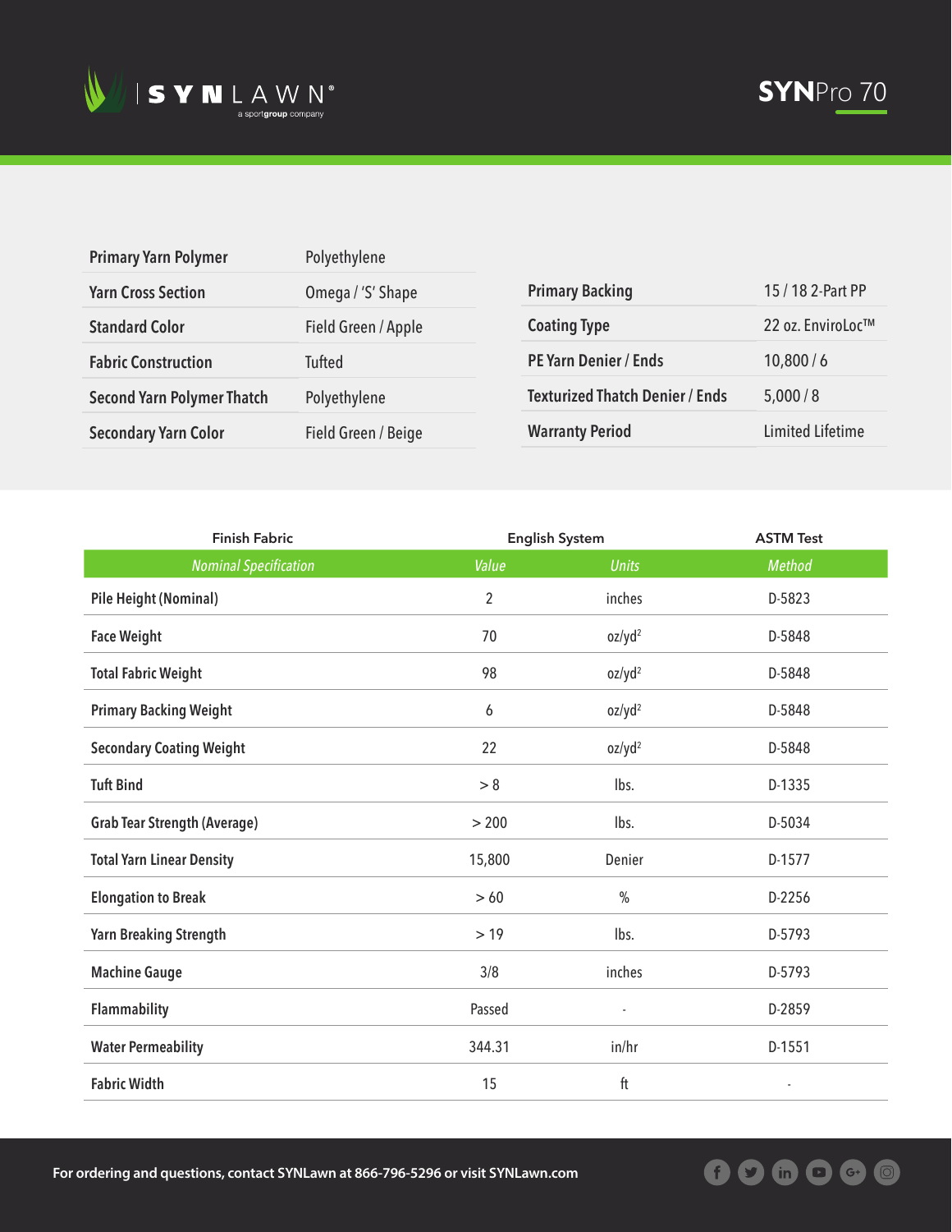SYNLAWN® a sportgroup company

# SYNPro 70

| | |
|---|---|
| **Primary Yarn Polymer** | Polyethylene |
| **Yarn Cross Section** | Omega / 'S' Shape |
| **Standard Color** | Field Green / Apple |
| **Fabric Construction** | Tufted |
| **Second Yarn Polymer Thatch** | Polyethylene |
| **Secondary Yarn Color** | Field Green / Beige |

| | |
|---|---|
| **Primary Backing** | 15 / 18 2-Part PP |
| **Coating Type** | 22 oz. EnviroLoc™ |
| **PE Yarn Denier / Ends** | 10,800 / 6 |
| **Texturized Thatch Denier / Ends** | 5,000 / 8 |
| **Warranty Period** | Limited Lifetime |

| Finish Fabric | English System | | ASTM Test |
|---|---|---|---|
| *Nominal Specification* | *Value* | *Units* | *Method* |
| **Pile Height (Nominal)** | 2 | inches | D-5823 |
| **Face Weight** | 70 | oz/yd² | D-5848 |
| **Total Fabric Weight** | 98 | oz/yd² | D-5848 |
| **Primary Backing Weight** | 6 | oz/yd² | D-5848 |
| **Secondary Coating Weight** | 22 | oz/yd² | D-5848 |
| **Tuft Bind** | > 8 | lbs. | D-1335 |
| **Grab Tear Strength (Average)** | > 200 | lbs. | D-5034 |
| **Total Yarn Linear Density** | 15,800 | Denier | D-1577 |
| **Elongation to Break** | > 60 | % | D-2256 |
| **Yarn Breaking Strength** | > 19 | lbs. | D-5793 |
| **Machine Gauge** | 3/8 | inches | D-5793 |
| **Flammability** | Passed | - | D-2859 |
| **Water Permeability** | 344.31 | in/hr | D-1551 |
| **Fabric Width** | 15 | ft | - |

**For ordering and questions, contact SYNLawn at 866-796-5296 or visit SYNLawn.com**